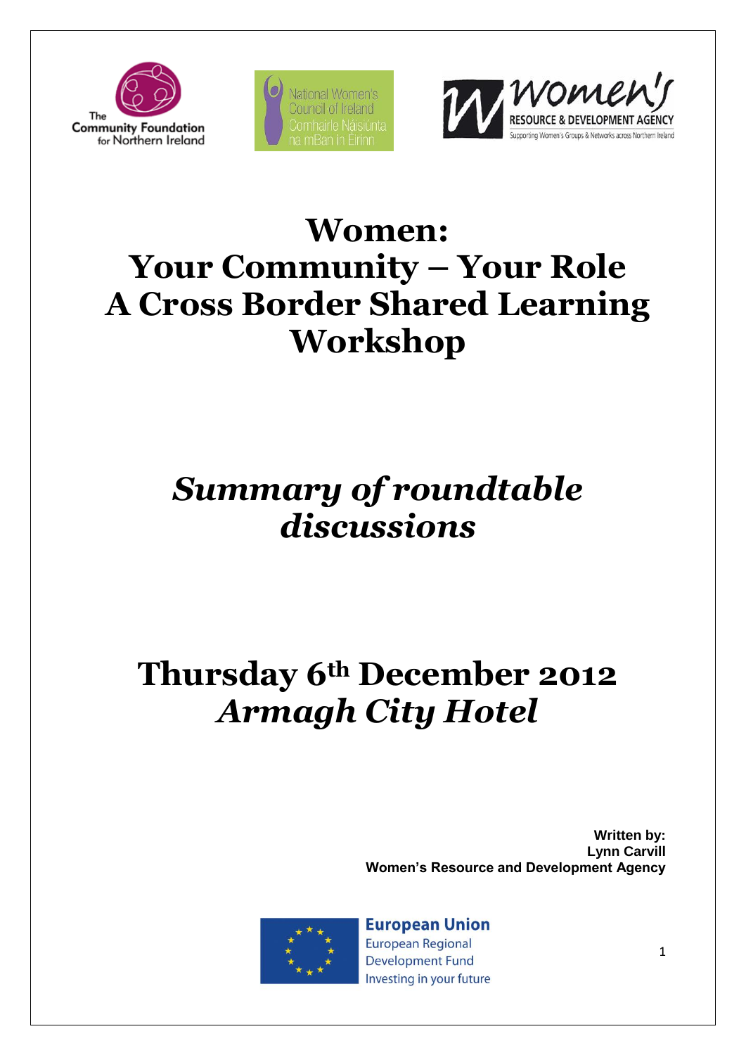# Women: Your Community – Your Role A Cross Border Shared Learning Workshop

## *Summary of roundtable discussions*

## Thursday 6th December 2012 *Armagh City Hotel*

**Written by:**
**Lynn Carvill**
**Women's Resource and Development Agency**

European Union
European Regional Development Fund
Investing in your future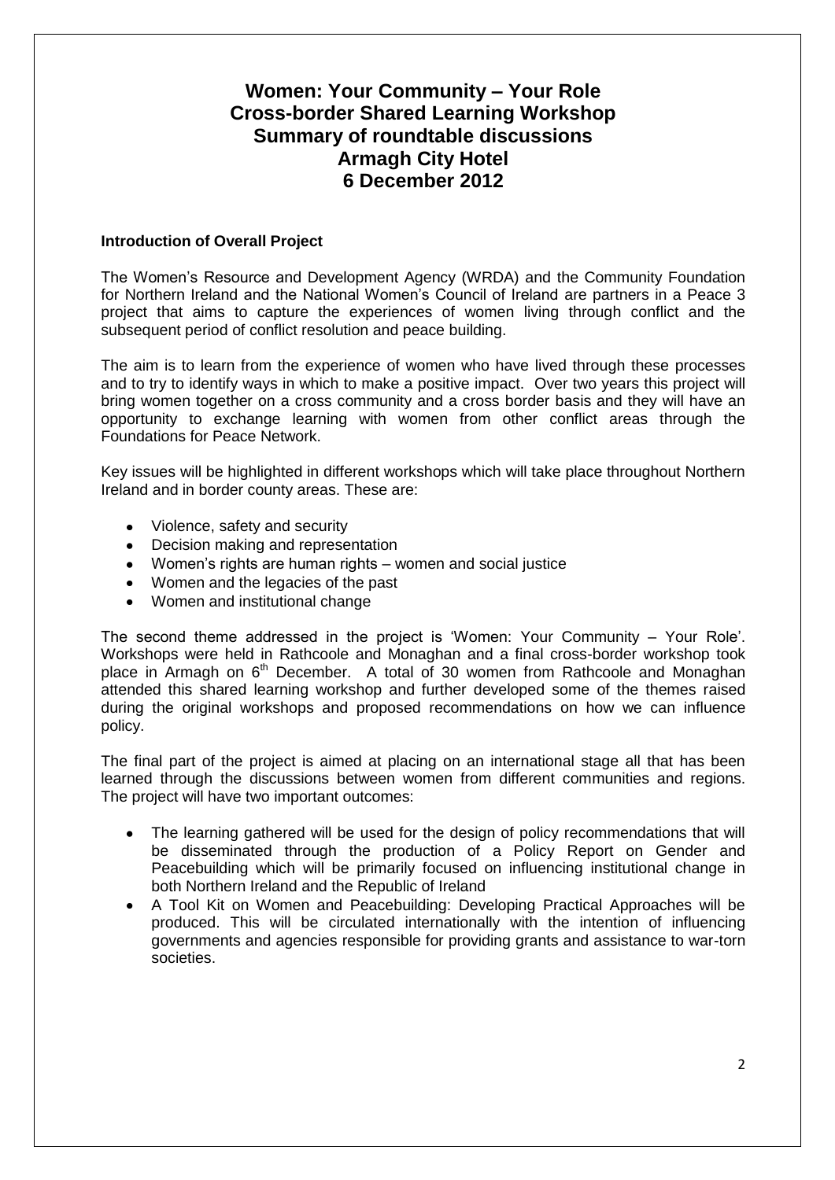# Women: Your Community – Your Role
# Cross-border Shared Learning Workshop
# Summary of roundtable discussions
# Armagh City Hotel
# 6 December 2012

**Introduction of Overall Project**

The Women's Resource and Development Agency (WRDA) and the Community Foundation for Northern Ireland and the National Women's Council of Ireland are partners in a Peace 3 project that aims to capture the experiences of women living through conflict and the subsequent period of conflict resolution and peace building.

The aim is to learn from the experience of women who have lived through these processes and to try to identify ways in which to make a positive impact. Over two years this project will bring women together on a cross community and a cross border basis and they will have an opportunity to exchange learning with women from other conflict areas through the Foundations for Peace Network.

Key issues will be highlighted in different workshops which will take place throughout Northern Ireland and in border county areas. These are:

- Violence, safety and security
- Decision making and representation
- Women's rights are human rights – women and social justice
- Women and the legacies of the past
- Women and institutional change

The second theme addressed in the project is 'Women: Your Community – Your Role'. Workshops were held in Rathcoole and Monaghan and a final cross-border workshop took place in Armagh on 6th December. A total of 30 women from Rathcoole and Monaghan attended this shared learning workshop and further developed some of the themes raised during the original workshops and proposed recommendations on how we can influence policy.

The final part of the project is aimed at placing on an international stage all that has been learned through the discussions between women from different communities and regions. The project will have two important outcomes:

- The learning gathered will be used for the design of policy recommendations that will be disseminated through the production of a Policy Report on Gender and Peacebuilding which will be primarily focused on influencing institutional change in both Northern Ireland and the Republic of Ireland
- A Tool Kit on Women and Peacebuilding: Developing Practical Approaches will be produced. This will be circulated internationally with the intention of influencing governments and agencies responsible for providing grants and assistance to war-torn societies.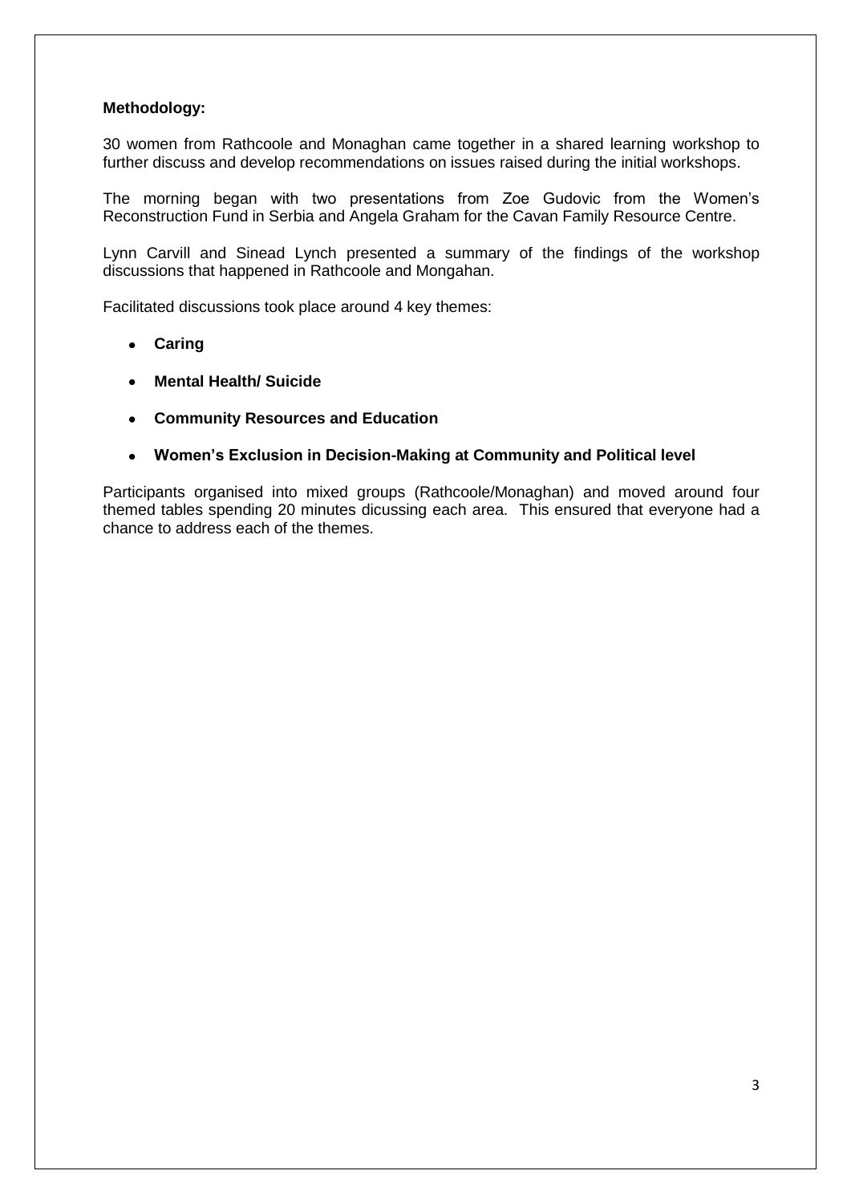**Methodology:**

30 women from Rathcoole and Monaghan came together in a shared learning workshop to further discuss and develop recommendations on issues raised during the initial workshops.

The morning began with two presentations from Zoe Gudovic from the Women's Reconstruction Fund in Serbia and Angela Graham for the Cavan Family Resource Centre.

Lynn Carvill and Sinead Lynch presented a summary of the findings of the workshop discussions that happened in Rathcoole and Mongahan.

Facilitated discussions took place around 4 key themes:

- **Caring**
- **Mental Health/ Suicide**
- **Community Resources and Education**
- **Women's Exclusion in Decision-Making at Community and Political level**

Participants organised into mixed groups (Rathcoole/Monaghan) and moved around four themed tables spending 20 minutes dicussing each area. This ensured that everyone had a chance to address each of the themes.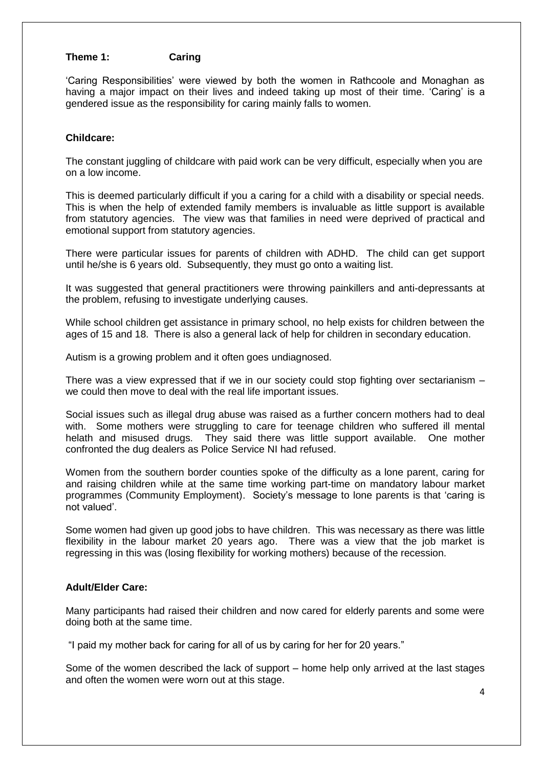## Theme 1: Caring

'Caring Responsibilities' were viewed by both the women in Rathcoole and Monaghan as having a major impact on their lives and indeed taking up most of their time. 'Caring' is a gendered issue as the responsibility for caring mainly falls to women.

### Childcare:

The constant juggling of childcare with paid work can be very difficult, especially when you are on a low income.

This is deemed particularly difficult if you a caring for a child with a disability or special needs. This is when the help of extended family members is invaluable as little support is available from statutory agencies. The view was that families in need were deprived of practical and emotional support from statutory agencies.

There were particular issues for parents of children with ADHD. The child can get support until he/she is 6 years old. Subsequently, they must go onto a waiting list.

It was suggested that general practitioners were throwing painkillers and anti-depressants at the problem, refusing to investigate underlying causes.

While school children get assistance in primary school, no help exists for children between the ages of 15 and 18. There is also a general lack of help for children in secondary education.

Autism is a growing problem and it often goes undiagnosed.

There was a view expressed that if we in our society could stop fighting over sectarianism – we could then move to deal with the real life important issues.

Social issues such as illegal drug abuse was raised as a further concern mothers had to deal with. Some mothers were struggling to care for teenage children who suffered ill mental helath and misused drugs. They said there was little support available. One mother confronted the dug dealers as Police Service NI had refused.

Women from the southern border counties spoke of the difficulty as a lone parent, caring for and raising children while at the same time working part-time on mandatory labour market programmes (Community Employment). Society's message to lone parents is that 'caring is not valued'.

Some women had given up good jobs to have children. This was necessary as there was little flexibility in the labour market 20 years ago. There was a view that the job market is regressing in this was (losing flexibility for working mothers) because of the recession.

### Adult/Elder Care:

Many participants had raised their children and now cared for elderly parents and some were doing both at the same time.

"I paid my mother back for caring for all of us by caring for her for 20 years."

Some of the women described the lack of support – home help only arrived at the last stages and often the women were worn out at this stage.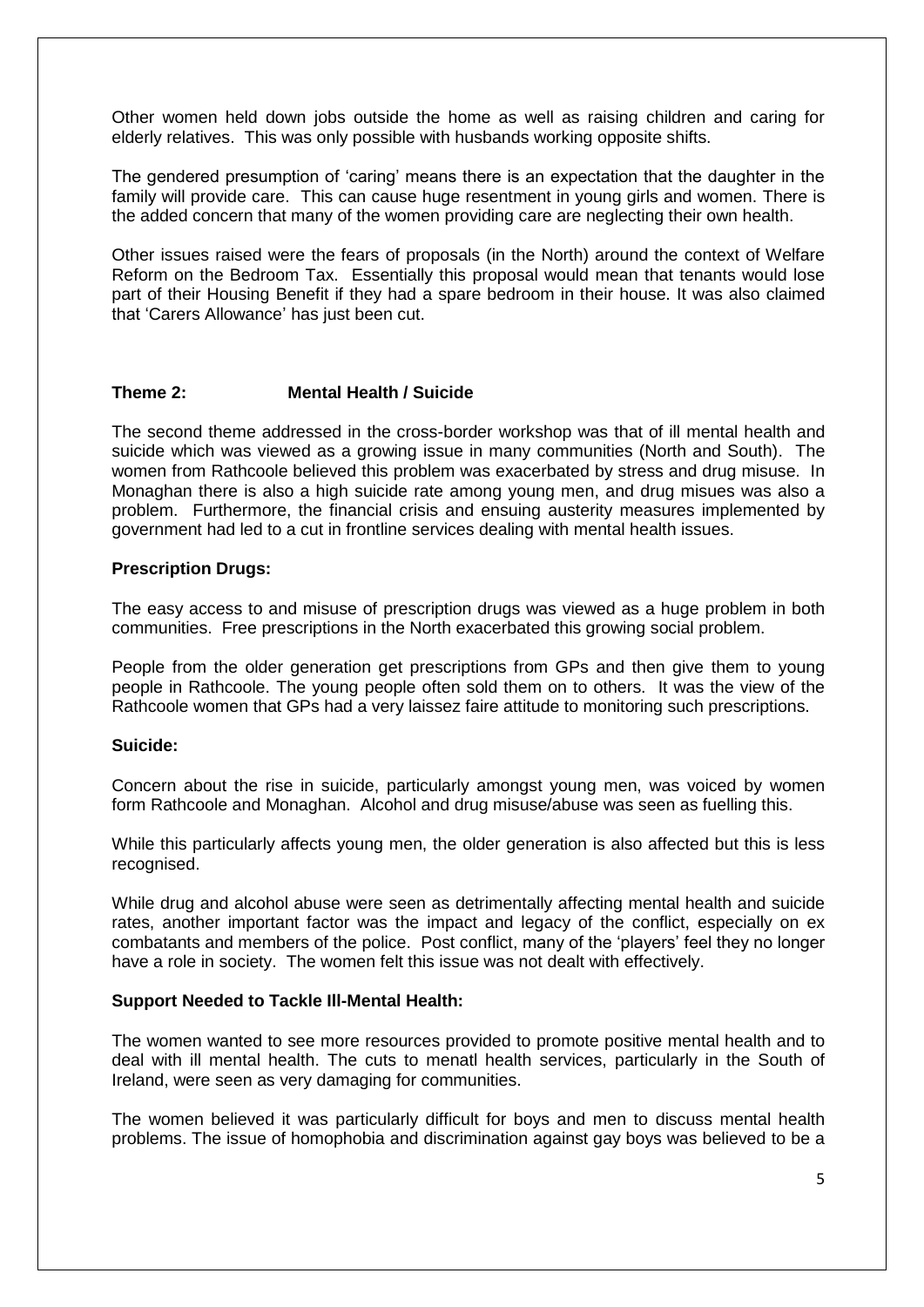Other women held down jobs outside the home as well as raising children and caring for elderly relatives. This was only possible with husbands working opposite shifts.

The gendered presumption of 'caring' means there is an expectation that the daughter in the family will provide care. This can cause huge resentment in young girls and women. There is the added concern that many of the women providing care are neglecting their own health.

Other issues raised were the fears of proposals (in the North) around the context of Welfare Reform on the Bedroom Tax. Essentially this proposal would mean that tenants would lose part of their Housing Benefit if they had a spare bedroom in their house. It was also claimed that 'Carers Allowance' has just been cut.

### Theme 2: Mental Health / Suicide

The second theme addressed in the cross-border workshop was that of ill mental health and suicide which was viewed as a growing issue in many communities (North and South). The women from Rathcoole believed this problem was exacerbated by stress and drug misuse. In Monaghan there is also a high suicide rate among young men, and drug misues was also a problem. Furthermore, the financial crisis and ensuing austerity measures implemented by government had led to a cut in frontline services dealing with mental health issues.

**Prescription Drugs:**

The easy access to and misuse of prescription drugs was viewed as a huge problem in both communities. Free prescriptions in the North exacerbated this growing social problem.

People from the older generation get prescriptions from GPs and then give them to young people in Rathcoole. The young people often sold them on to others. It was the view of the Rathcoole women that GPs had a very laissez faire attitude to monitoring such prescriptions.

**Suicide:**

Concern about the rise in suicide, particularly amongst young men, was voiced by women form Rathcoole and Monaghan. Alcohol and drug misuse/abuse was seen as fuelling this.

While this particularly affects young men, the older generation is also affected but this is less recognised.

While drug and alcohol abuse were seen as detrimentally affecting mental health and suicide rates, another important factor was the impact and legacy of the conflict, especially on ex combatants and members of the police. Post conflict, many of the 'players' feel they no longer have a role in society. The women felt this issue was not dealt with effectively.

**Support Needed to Tackle Ill-Mental Health:**

The women wanted to see more resources provided to promote positive mental health and to deal with ill mental health. The cuts to menatl health services, particularly in the South of Ireland, were seen as very damaging for communities.

The women believed it was particularly difficult for boys and men to discuss mental health problems. The issue of homophobia and discrimination against gay boys was believed to be a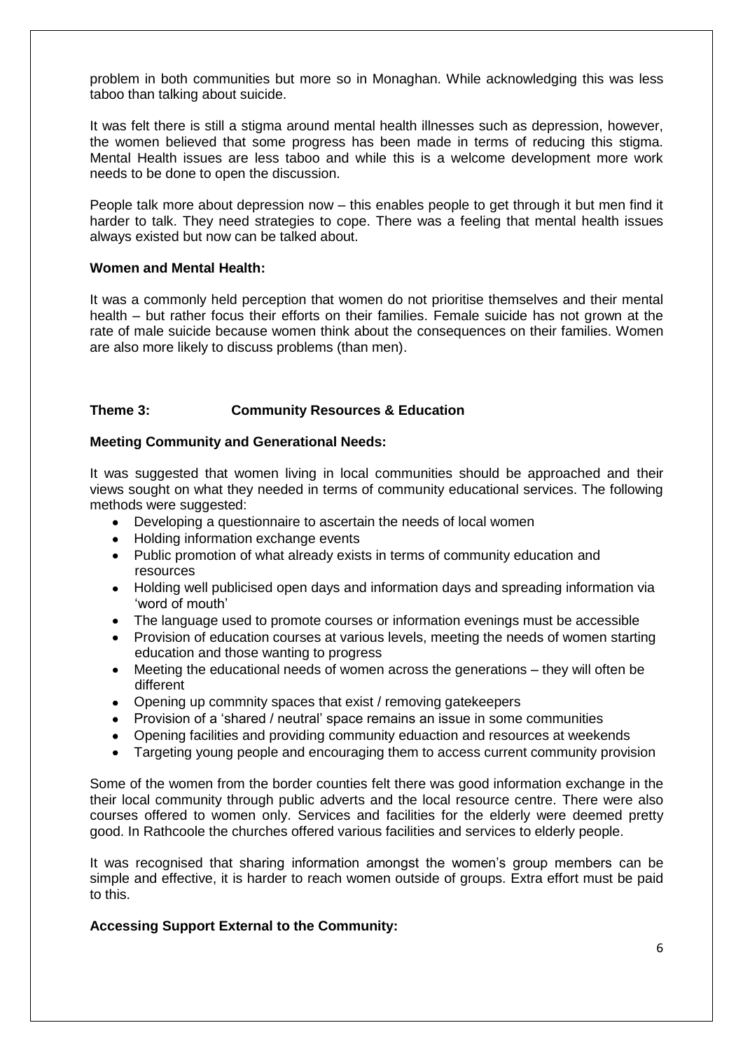problem in both communities but more so in Monaghan. While acknowledging this was less taboo than talking about suicide.

It was felt there is still a stigma around mental health illnesses such as depression, however, the women believed that some progress has been made in terms of reducing this stigma. Mental Health issues are less taboo and while this is a welcome development more work needs to be done to open the discussion.

People talk more about depression now – this enables people to get through it but men find it harder to talk. They need strategies to cope. There was a feeling that mental health issues always existed but now can be talked about.

**Women and Mental Health:**

It was a commonly held perception that women do not prioritise themselves and their mental health – but rather focus their efforts on their families. Female suicide has not grown at the rate of male suicide because women think about the consequences on their families. Women are also more likely to discuss problems (than men).

### Theme 3: Community Resources & Education

**Meeting Community and Generational Needs:**

It was suggested that women living in local communities should be approached and their views sought on what they needed in terms of community educational services. The following methods were suggested:

- Developing a questionnaire to ascertain the needs of local women
- Holding information exchange events
- Public promotion of what already exists in terms of community education and resources
- Holding well publicised open days and information days and spreading information via 'word of mouth'
- The language used to promote courses or information evenings must be accessible
- Provision of education courses at various levels, meeting the needs of women starting education and those wanting to progress
- Meeting the educational needs of women across the generations – they will often be different
- Opening up commnity spaces that exist / removing gatekeepers
- Provision of a 'shared / neutral' space remains an issue in some communities
- Opening facilities and providing community eduaction and resources at weekends
- Targeting young people and encouraging them to access current community provision

Some of the women from the border counties felt there was good information exchange in the their local community through public adverts and the local resource centre. There were also courses offered to women only. Services and facilities for the elderly were deemed pretty good. In Rathcoole the churches offered various facilities and services to elderly people.

It was recognised that sharing information amongst the women's group members can be simple and effective, it is harder to reach women outside of groups. Extra effort must be paid to this.

**Accessing Support External to the Community:**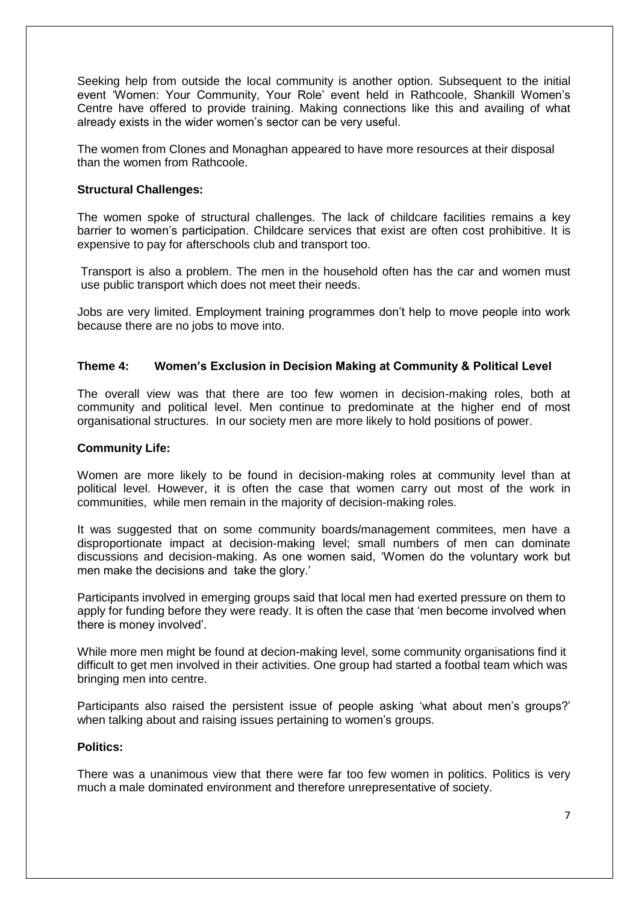Seeking help from outside the local community is another option. Subsequent to the initial event 'Women: Your Community, Your Role' event held in Rathcoole, Shankill Women's Centre have offered to provide training. Making connections like this and availing of what already exists in the wider women's sector can be very useful.

The women from Clones and Monaghan appeared to have more resources at their disposal than the women from Rathcoole.

**Structural Challenges:**

The women spoke of structural challenges. The lack of childcare facilities remains a key barrier to women's participation. Childcare services that exist are often cost prohibitive. It is expensive to pay for afterschools club and transport too.

Transport is also a problem. The men in the household often has the car and women must use public transport which does not meet their needs.

Jobs are very limited. Employment training programmes don't help to move people into work because there are no jobs to move into.

### Theme 4: Women's Exclusion in Decision Making at Community & Political Level

The overall view was that there are too few women in decision-making roles, both at community and political level. Men continue to predominate at the higher end of most organisational structures. In our society men are more likely to hold positions of power.

**Community Life:**

Women are more likely to be found in decision-making roles at community level than at political level. However, it is often the case that women carry out most of the work in communities, while men remain in the majority of decision-making roles.

It was suggested that on some community boards/management commitees, men have a disproportionate impact at decision-making level; small numbers of men can dominate discussions and decision-making. As one women said, 'Women do the voluntary work but men make the decisions and take the glory.'

Participants involved in emerging groups said that local men had exerted pressure on them to apply for funding before they were ready. It is often the case that 'men become involved when there is money involved'.

While more men might be found at decion-making level, some community organisations find it difficult to get men involved in their activities. One group had started a footbal team which was bringing men into centre.

Participants also raised the persistent issue of people asking 'what about men's groups?' when talking about and raising issues pertaining to women's groups.

**Politics:**

There was a unanimous view that there were far too few women in politics. Politics is very much a male dominated environment and therefore unrepresentative of society.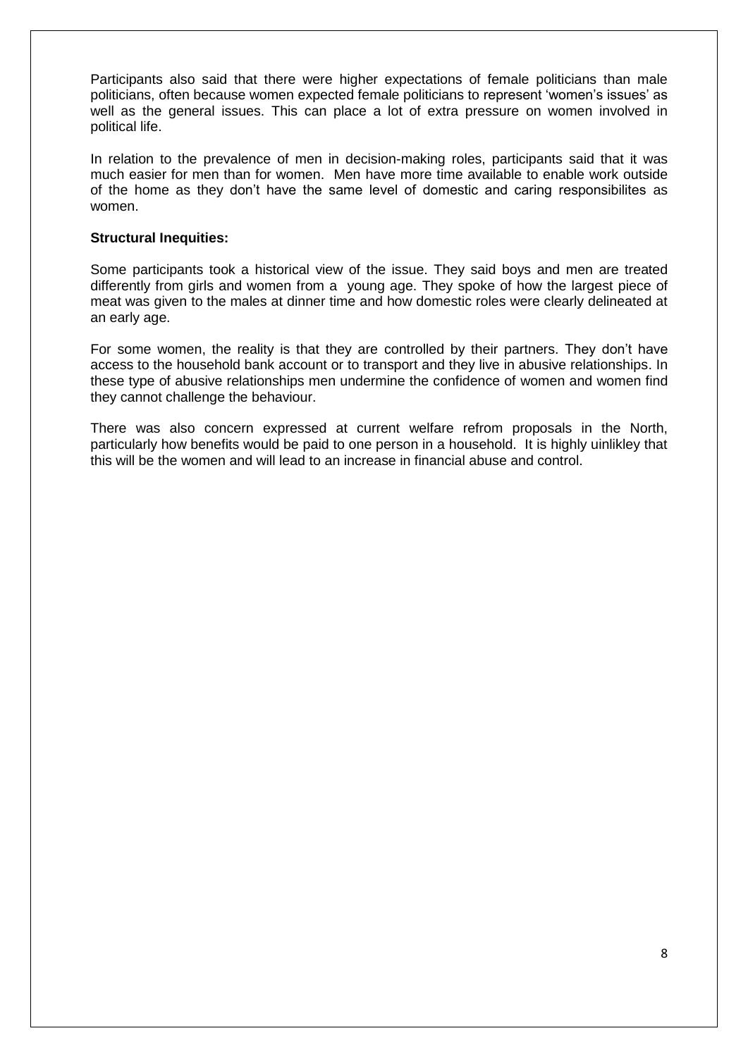Participants also said that there were higher expectations of female politicians than male politicians, often because women expected female politicians to represent 'women's issues' as well as the general issues. This can place a lot of extra pressure on women involved in political life.

In relation to the prevalence of men in decision-making roles, participants said that it was much easier for men than for women. Men have more time available to enable work outside of the home as they don't have the same level of domestic and caring responsibilites as women.

**Structural Inequities:**

Some participants took a historical view of the issue. They said boys and men are treated differently from girls and women from a young age. They spoke of how the largest piece of meat was given to the males at dinner time and how domestic roles were clearly delineated at an early age.

For some women, the reality is that they are controlled by their partners. They don't have access to the household bank account or to transport and they live in abusive relationships. In these type of abusive relationships men undermine the confidence of women and women find they cannot challenge the behaviour.

There was also concern expressed at current welfare refrom proposals in the North, particularly how benefits would be paid to one person in a household. It is highly uinlikley that this will be the women and will lead to an increase in financial abuse and control.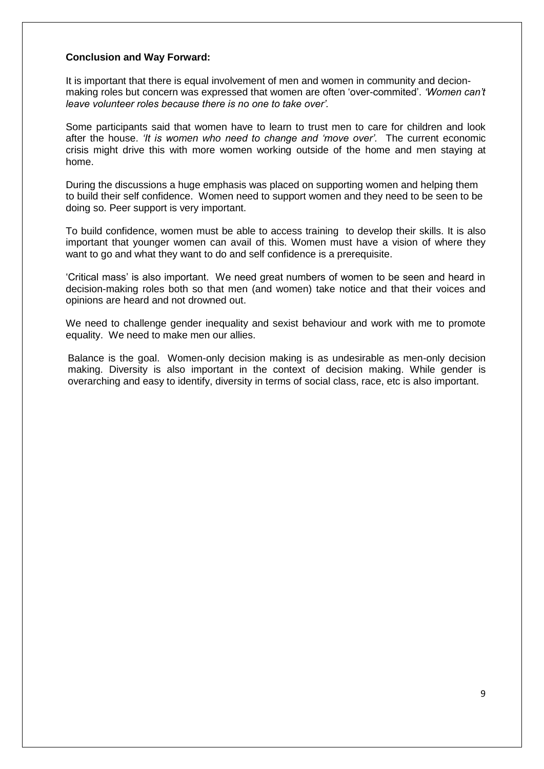**Conclusion and Way Forward:**

It is important that there is equal involvement of men and women in community and decion-making roles but concern was expressed that women are often 'over-commited'. *'Women can't leave volunteer roles because there is no one to take over'.*

Some participants said that women have to learn to trust men to care for children and look after the house. *'It is women who need to change and 'move over'.* The current economic crisis might drive this with more women working outside of the home and men staying at home.

During the discussions a huge emphasis was placed on supporting women and helping them to build their self confidence. Women need to support women and they need to be seen to be doing so. Peer support is very important.

To build confidence, women must be able to access training to develop their skills. It is also important that younger women can avail of this. Women must have a vision of where they want to go and what they want to do and self confidence is a prerequisite.

'Critical mass' is also important. We need great numbers of women to be seen and heard in decision-making roles both so that men (and women) take notice and that their voices and opinions are heard and not drowned out.

We need to challenge gender inequality and sexist behaviour and work with me to promote equality. We need to make men our allies.

Balance is the goal. Women-only decision making is as undesirable as men-only decision making. Diversity is also important in the context of decision making. While gender is overarching and easy to identify, diversity in terms of social class, race, etc is also important.